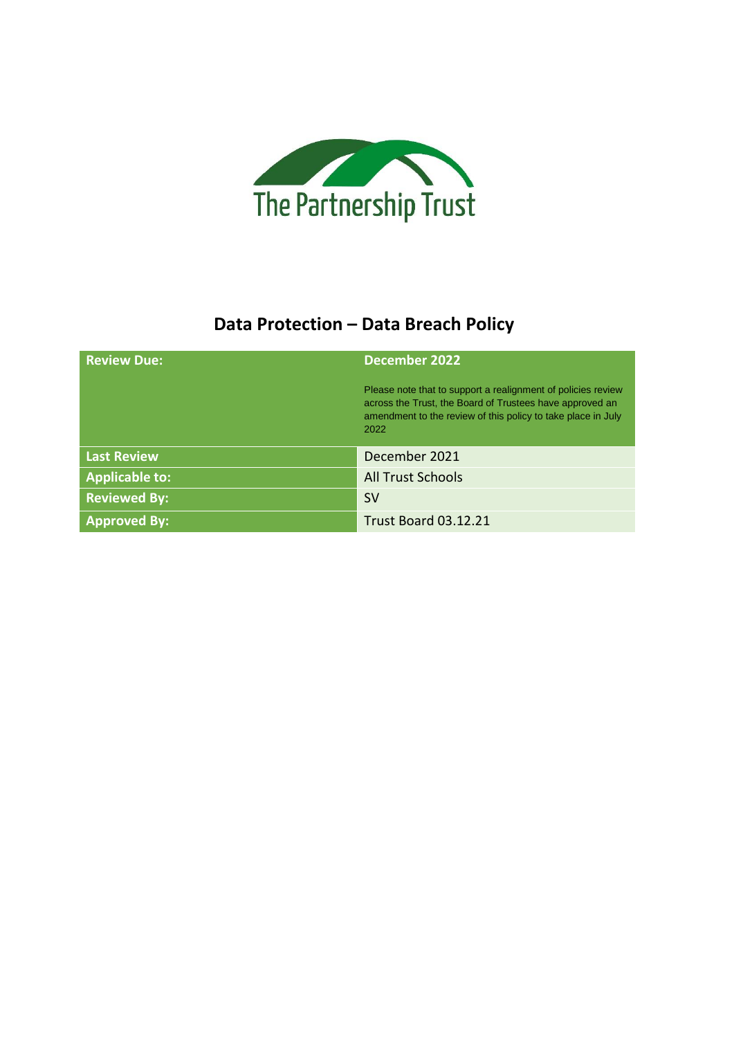The Partnership Trust

# Data Protection – Data Breach Policy

| Review Due: | December 2022<br><br>Please note that to support a realignment of policies review across the Trust, the Board of Trustees have approved an amendment to the review of this policy to take place in July 2022 |
|---|---|
| Last Review | December 2021 |
| Applicable to: | All Trust Schools |
| Reviewed By: | SV |
| Approved By: | Trust Board 03.12.21 |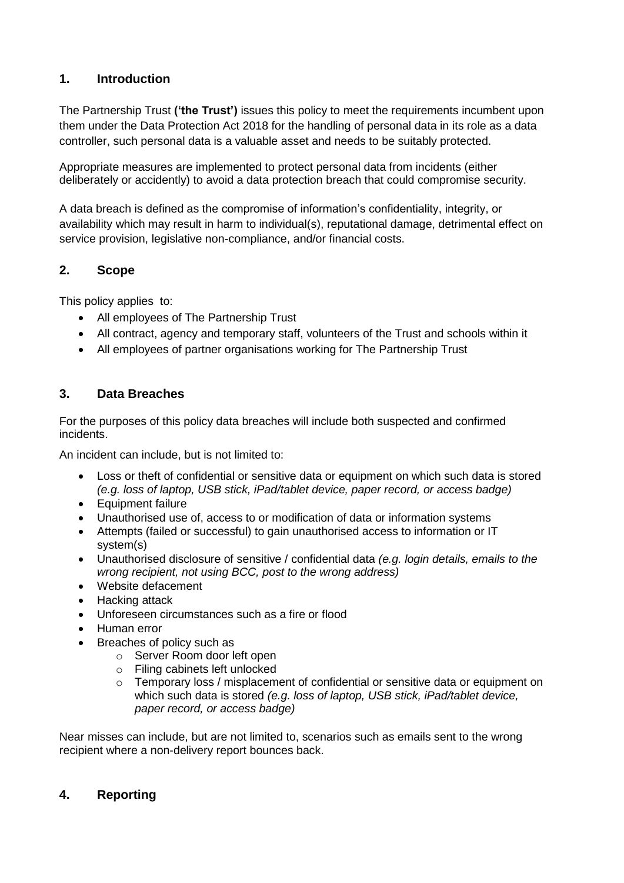## 1. Introduction

The Partnership Trust **('the Trust')** issues this policy to meet the requirements incumbent upon them under the Data Protection Act 2018 for the handling of personal data in its role as a data controller, such personal data is a valuable asset and needs to be suitably protected.

Appropriate measures are implemented to protect personal data from incidents (either deliberately or accidently) to avoid a data protection breach that could compromise security.

A data breach is defined as the compromise of information's confidentiality, integrity, or availability which may result in harm to individual(s), reputational damage, detrimental effect on service provision, legislative non-compliance, and/or financial costs.

## 2. Scope

This policy applies to:

- All employees of The Partnership Trust
- All contract, agency and temporary staff, volunteers of the Trust and schools within it
- All employees of partner organisations working for The Partnership Trust

## 3. Data Breaches

For the purposes of this policy data breaches will include both suspected and confirmed incidents.

An incident can include, but is not limited to:

- Loss or theft of confidential or sensitive data or equipment on which such data is stored *(e.g. loss of laptop, USB stick, iPad/tablet device, paper record, or access badge)*
- Equipment failure
- Unauthorised use of, access to or modification of data or information systems
- Attempts (failed or successful) to gain unauthorised access to information or IT system(s)
- Unauthorised disclosure of sensitive / confidential data *(e.g. login details, emails to the wrong recipient, not using BCC, post to the wrong address)*
- Website defacement
- Hacking attack
- Unforeseen circumstances such as a fire or flood
- Human error
- Breaches of policy such as
  - Server Room door left open
  - Filing cabinets left unlocked
  - Temporary loss / misplacement of confidential or sensitive data or equipment on which such data is stored *(e.g. loss of laptop, USB stick, iPad/tablet device, paper record, or access badge)*

Near misses can include, but are not limited to, scenarios such as emails sent to the wrong recipient where a non-delivery report bounces back.

## 4. Reporting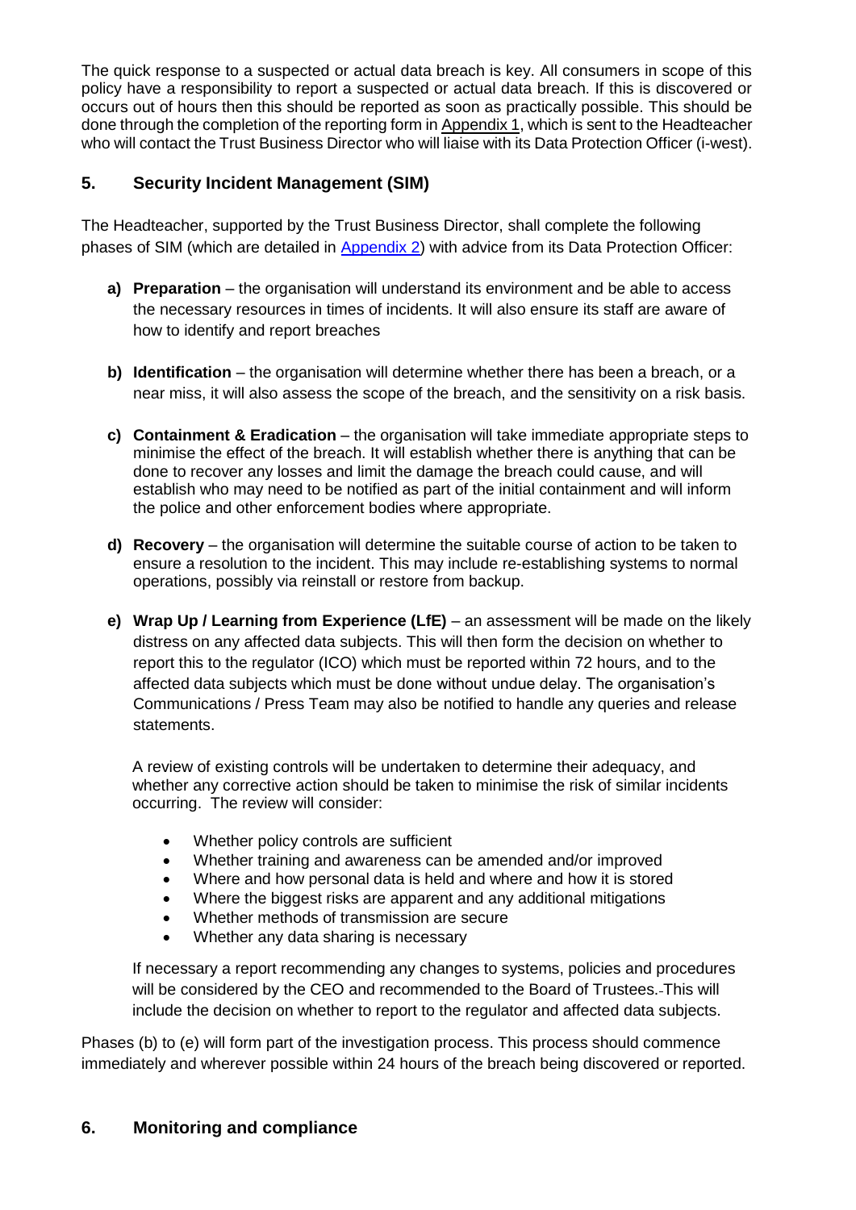The quick response to a suspected or actual data breach is key. All consumers in scope of this policy have a responsibility to report a suspected or actual data breach. If this is discovered or occurs out of hours then this should be reported as soon as practically possible. This should be done through the completion of the reporting form in Appendix 1, which is sent to the Headteacher who will contact the Trust Business Director who will liaise with its Data Protection Officer (i-west).

## 5. Security Incident Management (SIM)

The Headteacher, supported by the Trust Business Director, shall complete the following phases of SIM (which are detailed in Appendix 2) with advice from its Data Protection Officer:

**a) Preparation** – the organisation will understand its environment and be able to access the necessary resources in times of incidents. It will also ensure its staff are aware of how to identify and report breaches

**b) Identification** – the organisation will determine whether there has been a breach, or a near miss, it will also assess the scope of the breach, and the sensitivity on a risk basis.

**c) Containment & Eradication** – the organisation will take immediate appropriate steps to minimise the effect of the breach. It will establish whether there is anything that can be done to recover any losses and limit the damage the breach could cause, and will establish who may need to be notified as part of the initial containment and will inform the police and other enforcement bodies where appropriate.

**d) Recovery** – the organisation will determine the suitable course of action to be taken to ensure a resolution to the incident. This may include re-establishing systems to normal operations, possibly via reinstall or restore from backup.

**e) Wrap Up / Learning from Experience (LfE)** – an assessment will be made on the likely distress on any affected data subjects. This will then form the decision on whether to report this to the regulator (ICO) which must be reported within 72 hours, and to the affected data subjects which must be done without undue delay. The organisation's Communications / Press Team may also be notified to handle any queries and release statements.

A review of existing controls will be undertaken to determine their adequacy, and whether any corrective action should be taken to minimise the risk of similar incidents occurring. The review will consider:

- Whether policy controls are sufficient
- Whether training and awareness can be amended and/or improved
- Where and how personal data is held and where and how it is stored
- Where the biggest risks are apparent and any additional mitigations
- Whether methods of transmission are secure
- Whether any data sharing is necessary

If necessary a report recommending any changes to systems, policies and procedures will be considered by the CEO and recommended to the Board of Trustees. This will include the decision on whether to report to the regulator and affected data subjects.

Phases (b) to (e) will form part of the investigation process. This process should commence immediately and wherever possible within 24 hours of the breach being discovered or reported.

## 6. Monitoring and compliance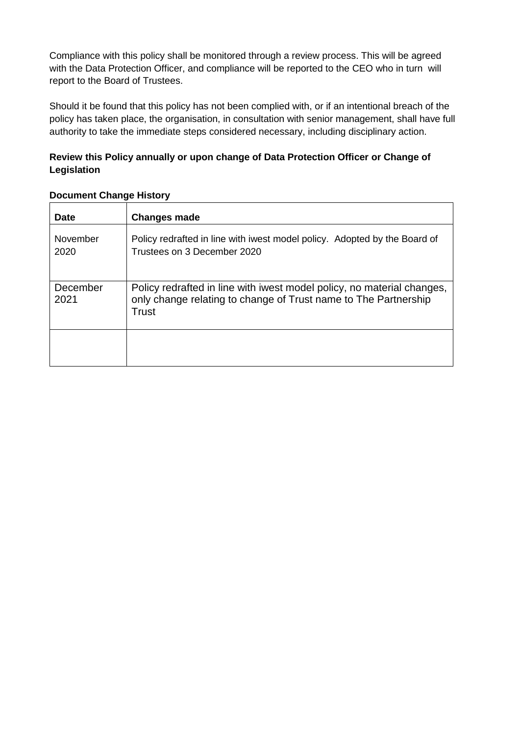Compliance with this policy shall be monitored through a review process. This will be agreed with the Data Protection Officer, and compliance will be reported to the CEO who in turn will report to the Board of Trustees.

Should it be found that this policy has not been complied with, or if an intentional breach of the policy has taken place, the organisation, in consultation with senior management, shall have full authority to take the immediate steps considered necessary, including disciplinary action.

**Review this Policy annually or upon change of Data Protection Officer or Change of Legislation**

**Document Change History**

| **Date** | **Changes made** |
|---|---|
| November 2020 | Policy redrafted in line with iwest model policy. Adopted by the Board of Trustees on 3 December 2020 |
| December 2021 | Policy redrafted in line with iwest model policy, no material changes, only change relating to change of Trust name to The Partnership Trust |
| | |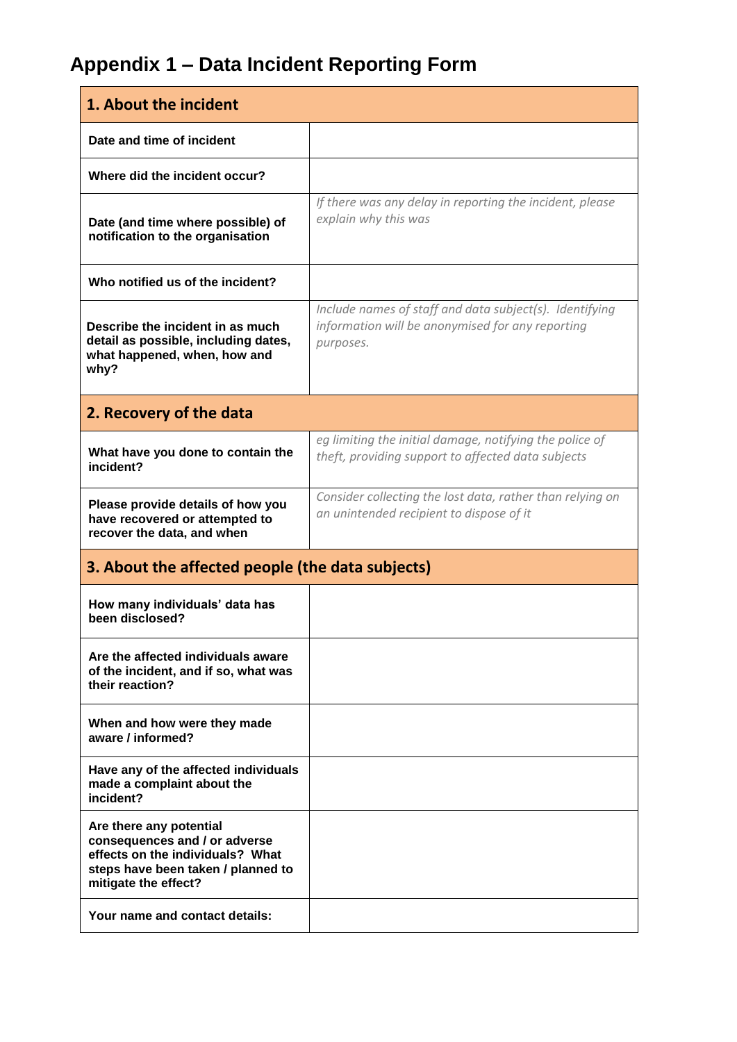# Appendix 1 – Data Incident Reporting Form

| **1. About the incident** | |
|---|---|
| **Date and time of incident** | |
| **Where did the incident occur?** | |
| **Date (and time where possible) of notification to the organisation** | *If there was any delay in reporting the incident, please explain why this was* |
| **Who notified us of the incident?** | |
| **Describe the incident in as much detail as possible, including dates, what happened, when, how and why?** | *Include names of staff and data subject(s). Identifying information will be anonymised for any reporting purposes.* |
| **2. Recovery of the data** | |
| **What have you done to contain the incident?** | *eg limiting the initial damage, notifying the police of theft, providing support to affected data subjects* |
| **Please provide details of how you have recovered or attempted to recover the data, and when** | *Consider collecting the lost data, rather than relying on an unintended recipient to dispose of it* |
| **3. About the affected people (the data subjects)** | |
| **How many individuals' data has been disclosed?** | |
| **Are the affected individuals aware of the incident, and if so, what was their reaction?** | |
| **When and how were they made aware / informed?** | |
| **Have any of the affected individuals made a complaint about the incident?** | |
| **Are there any potential consequences and / or adverse effects on the individuals? What steps have been taken / planned to mitigate the effect?** | |
| **Your name and contact details:** | |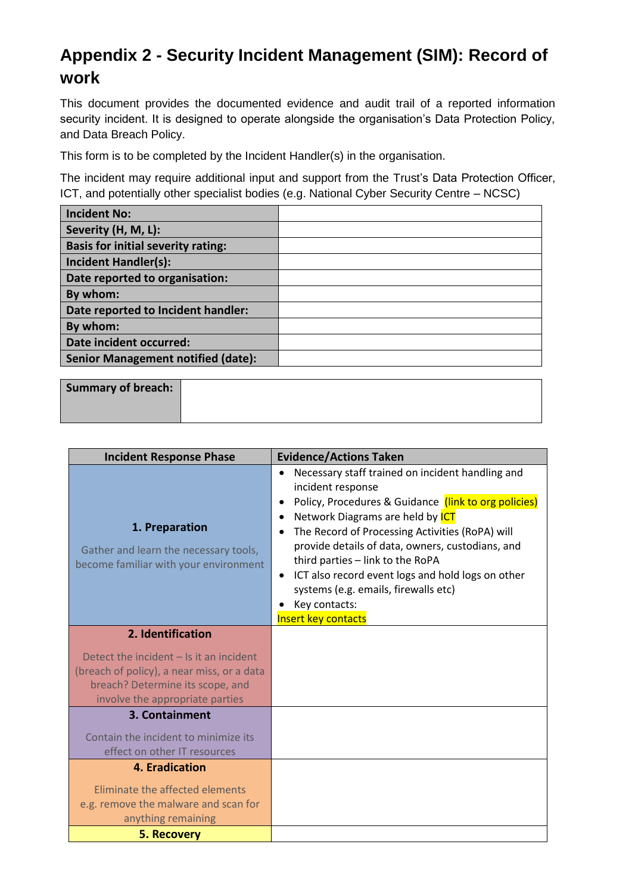# Appendix 2 - Security Incident Management (SIM): Record of work

This document provides the documented evidence and audit trail of a reported information security incident. It is designed to operate alongside the organisation's Data Protection Policy, and Data Breach Policy.

This form is to be completed by the Incident Handler(s) in the organisation.

The incident may require additional input and support from the Trust's Data Protection Officer, ICT, and potentially other specialist bodies (e.g. National Cyber Security Centre – NCSC)

| | |
|---|---|
| **Incident No:** | |
| **Severity (H, M, L):** | |
| **Basis for initial severity rating:** | |
| **Incident Handler(s):** | |
| **Date reported to organisation:** | |
| **By whom:** | |
| **Date reported to Incident handler:** | |
| **By whom:** | |
| **Date incident occurred:** | |
| **Senior Management notified (date):** | |

| | |
|---|---|
| **Summary of breach:** | |

| Incident Response Phase | Evidence/Actions Taken |
|---|---|
| **1. Preparation**<br><br>Gather and learn the necessary tools, become familiar with your environment | • Necessary staff trained on incident handling and incident response<br>• Policy, Procedures & Guidance (link to org policies)<br>• Network Diagrams are held by ICT<br>• The Record of Processing Activities (RoPA) will provide details of data, owners, custodians, and third parties – link to the RoPA<br>• ICT also record event logs and hold logs on other systems (e.g. emails, firewalls etc)<br>• Key contacts:<br>Insert key contacts |
| **2. Identification**<br><br>Detect the incident – Is it an incident (breach of policy), a near miss, or a data breach? Determine its scope, and involve the appropriate parties | |
| **3. Containment**<br><br>Contain the incident to minimize its effect on other IT resources | |
| **4. Eradication**<br><br>Eliminate the affected elements e.g. remove the malware and scan for anything remaining | |
| **5. Recovery** | |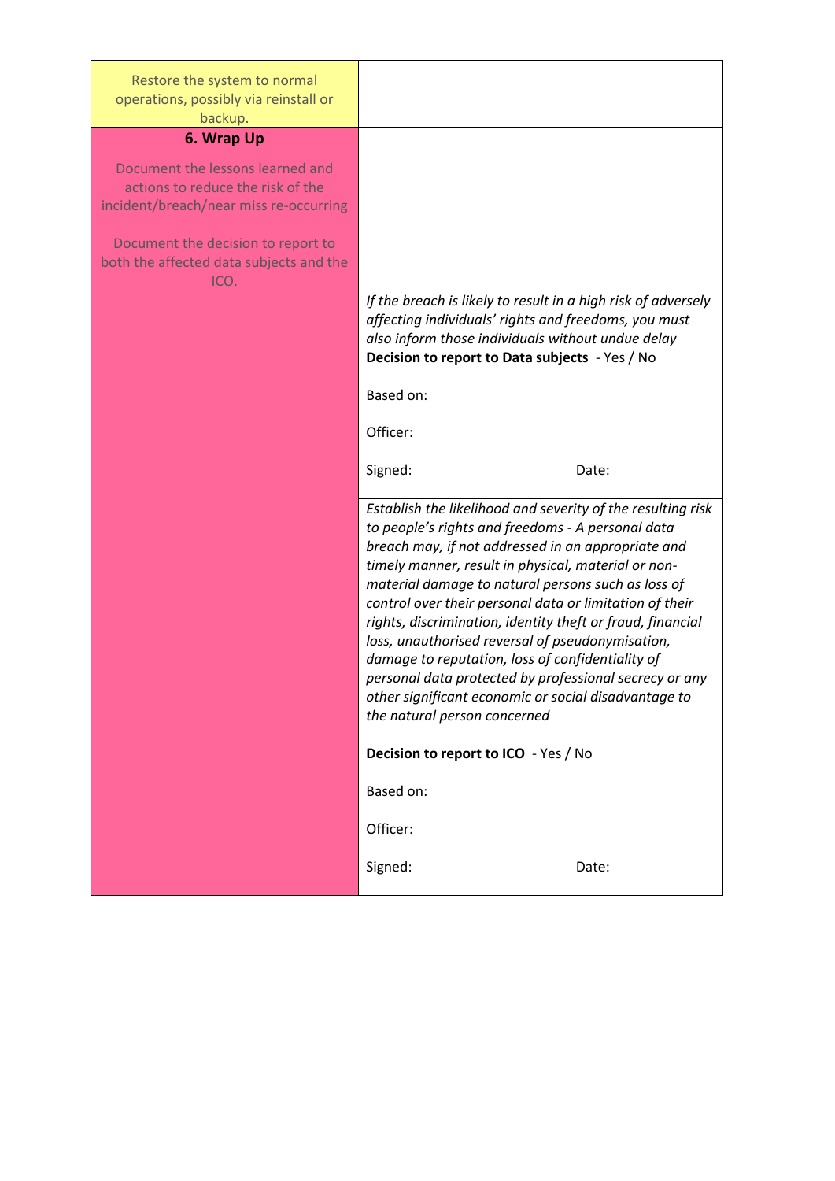| | |
|---|---|
| Restore the system to normal operations, possibly via reinstall or backup. | |
| **6. Wrap Up**<br><br>Document the lessons learned and actions to reduce the risk of the incident/breach/near miss re-occurring<br><br>Document the decision to report to both the affected data subjects and the ICO. | |
| | *If the breach is likely to result in a high risk of adversely affecting individuals' rights and freedoms, you must also inform those individuals without undue delay*<br>**Decision to report to Data subjects** - Yes / No<br><br>Based on:<br><br>Officer:<br><br>Signed: Date: |
| | *Establish the likelihood and severity of the resulting risk to people's rights and freedoms - A personal data breach may, if not addressed in an appropriate and timely manner, result in physical, material or non-material damage to natural persons such as loss of control over their personal data or limitation of their rights, discrimination, identity theft or fraud, financial loss, unauthorised reversal of pseudonymisation, damage to reputation, loss of confidentiality of personal data protected by professional secrecy or any other significant economic or social disadvantage to the natural person concerned*<br><br>**Decision to report to ICO** - Yes / No<br><br>Based on:<br><br>Officer:<br><br>Signed: Date: |